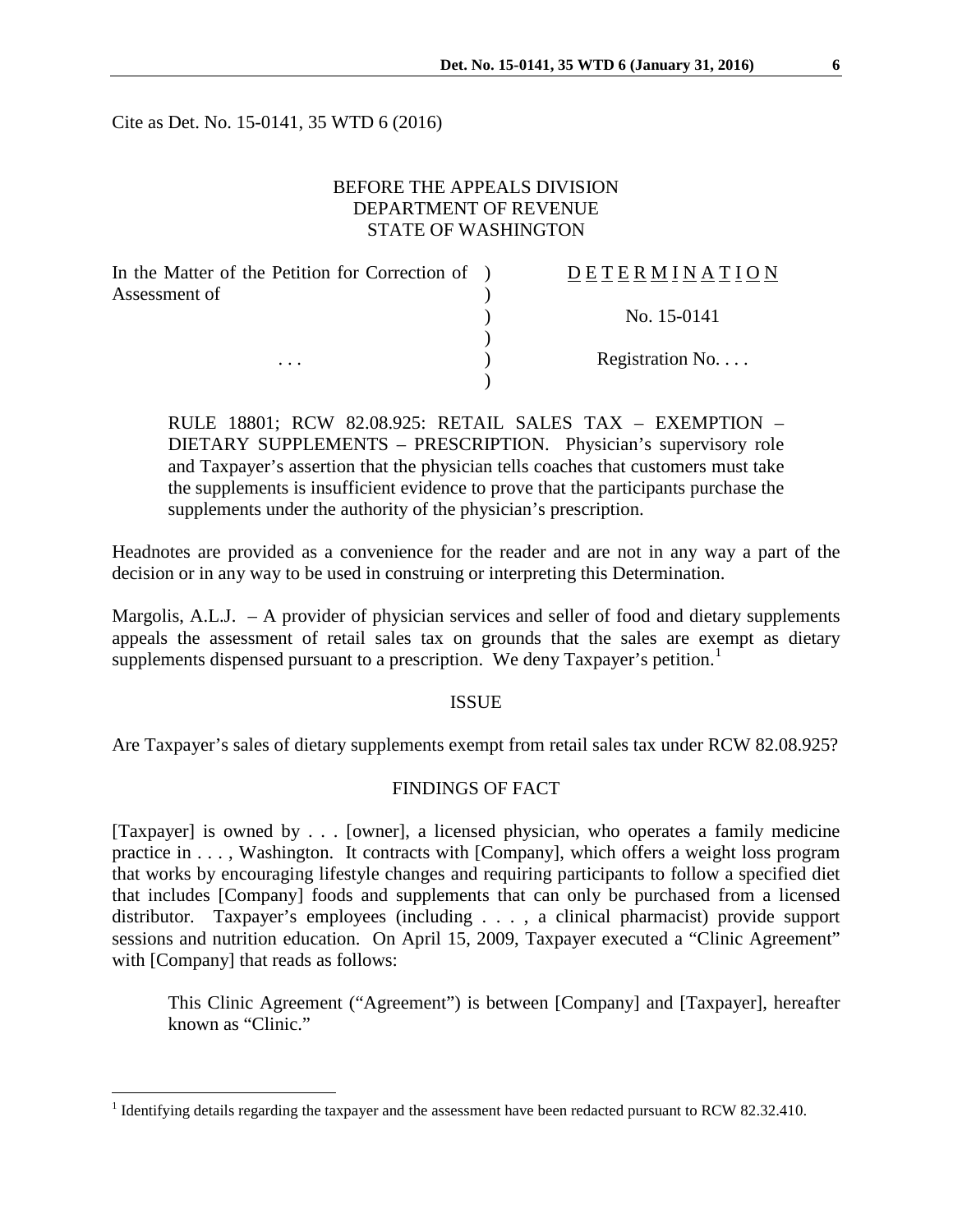Cite as Det. No. 15-0141, 35 WTD 6 (2016)

BEFORE THE APPEALS DIVISION
DEPARTMENT OF REVENUE
STATE OF WASHINGTON

| | | |
|---|---|---|
| In the Matter of the Petition for Correction of Assessment of | ) | D E T E R M I N A T I O N |
| | ) | |
| | ) | No. 15-0141 |
| | ) | |
| . . . | ) | Registration No. . . . |
| | ) | |

> RULE 18801; RCW 82.08.925: RETAIL SALES TAX – EXEMPTION – DIETARY SUPPLEMENTS – PRESCRIPTION. Physician's supervisory role and Taxpayer's assertion that the physician tells coaches that customers must take the supplements is insufficient evidence to prove that the participants purchase the supplements under the authority of the physician's prescription.

Headnotes are provided as a convenience for the reader and are not in any way a part of the decision or in any way to be used in construing or interpreting this Determination.

Margolis, A.L.J. – A provider of physician services and seller of food and dietary supplements appeals the assessment of retail sales tax on grounds that the sales are exempt as dietary supplements dispensed pursuant to a prescription. We deny Taxpayer's petition.[1]

## ISSUE

Are Taxpayer's sales of dietary supplements exempt from retail sales tax under RCW 82.08.925?

## FINDINGS OF FACT

[Taxpayer] is owned by . . . [owner], a licensed physician, who operates a family medicine practice in . . . , Washington. It contracts with [Company], which offers a weight loss program that works by encouraging lifestyle changes and requiring participants to follow a specified diet that includes [Company] foods and supplements that can only be purchased from a licensed distributor. Taxpayer's employees (including . . . , a clinical pharmacist) provide support sessions and nutrition education. On April 15, 2009, Taxpayer executed a "Clinic Agreement" with [Company] that reads as follows:

> This Clinic Agreement ("Agreement") is between [Company] and [Taxpayer], hereafter known as "Clinic."

---

[1] Identifying details regarding the taxpayer and the assessment have been redacted pursuant to RCW 82.32.410.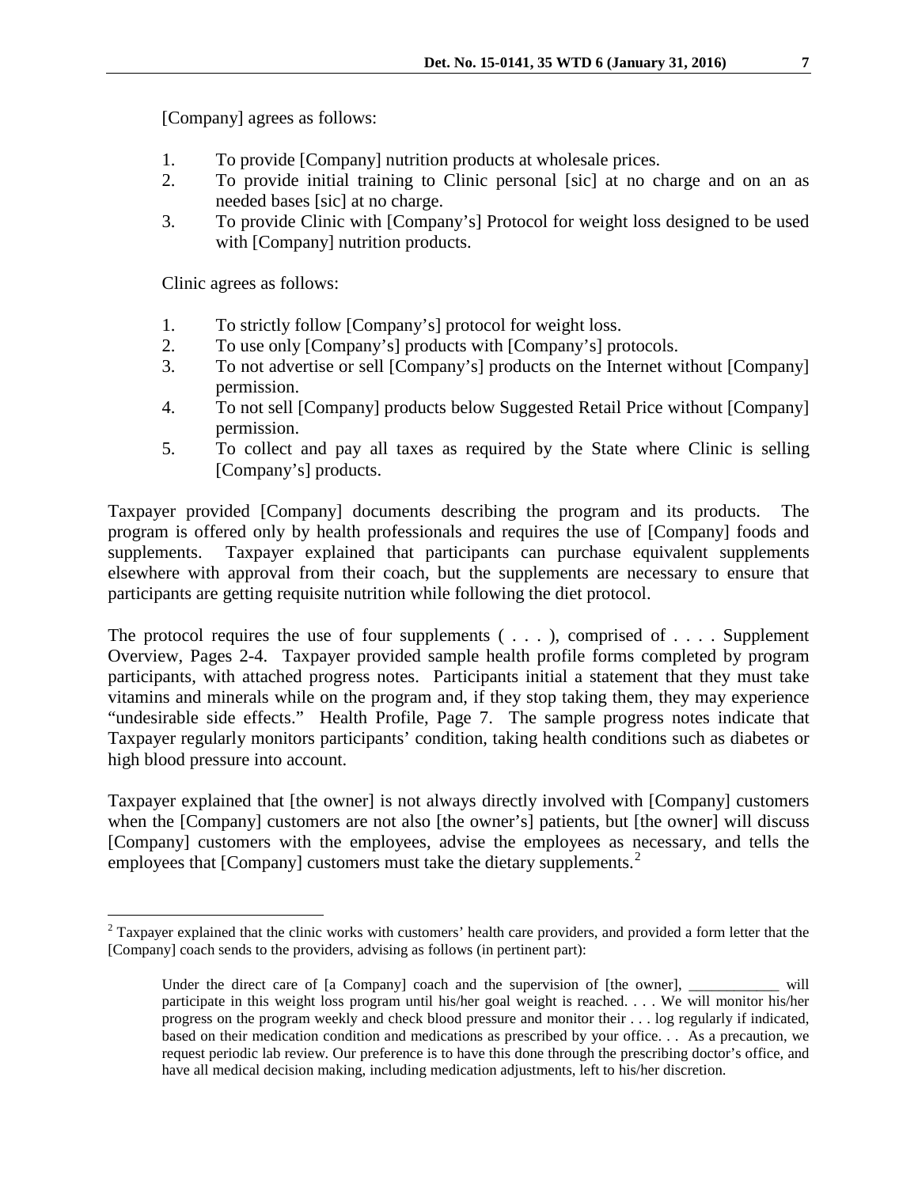[Company] agrees as follows:

1. To provide [Company] nutrition products at wholesale prices.
2. To provide initial training to Clinic personal [sic] at no charge and on an as needed bases [sic] at no charge.
3. To provide Clinic with [Company's] Protocol for weight loss designed to be used with [Company] nutrition products.

Clinic agrees as follows:

1. To strictly follow [Company's] protocol for weight loss.
2. To use only [Company's] products with [Company's] protocols.
3. To not advertise or sell [Company's] products on the Internet without [Company] permission.
4. To not sell [Company] products below Suggested Retail Price without [Company] permission.
5. To collect and pay all taxes as required by the State where Clinic is selling [Company's] products.

Taxpayer provided [Company] documents describing the program and its products. The program is offered only by health professionals and requires the use of [Company] foods and supplements. Taxpayer explained that participants can purchase equivalent supplements elsewhere with approval from their coach, but the supplements are necessary to ensure that participants are getting requisite nutrition while following the diet protocol.

The protocol requires the use of four supplements ( . . . ), comprised of . . . . Supplement Overview, Pages 2-4. Taxpayer provided sample health profile forms completed by program participants, with attached progress notes. Participants initial a statement that they must take vitamins and minerals while on the program and, if they stop taking them, they may experience "undesirable side effects." Health Profile, Page 7. The sample progress notes indicate that Taxpayer regularly monitors participants' condition, taking health conditions such as diabetes or high blood pressure into account.

Taxpayer explained that [the owner] is not always directly involved with [Company] customers when the [Company] customers are not also [the owner's] patients, but [the owner] will discuss [Company] customers with the employees, advise the employees as necessary, and tells the employees that [Company] customers must take the dietary supplements.[2]

---

[2] Taxpayer explained that the clinic works with customers' health care providers, and provided a form letter that the [Company] coach sends to the providers, advising as follows (in pertinent part):

> Under the direct care of [a Company] coach and the supervision of [the owner], ____________ will participate in this weight loss program until his/her goal weight is reached. . . . We will monitor his/her progress on the program weekly and check blood pressure and monitor their . . . log regularly if indicated, based on their medication condition and medications as prescribed by your office. . . As a precaution, we request periodic lab review. Our preference is to have this done through the prescribing doctor's office, and have all medical decision making, including medication adjustments, left to his/her discretion.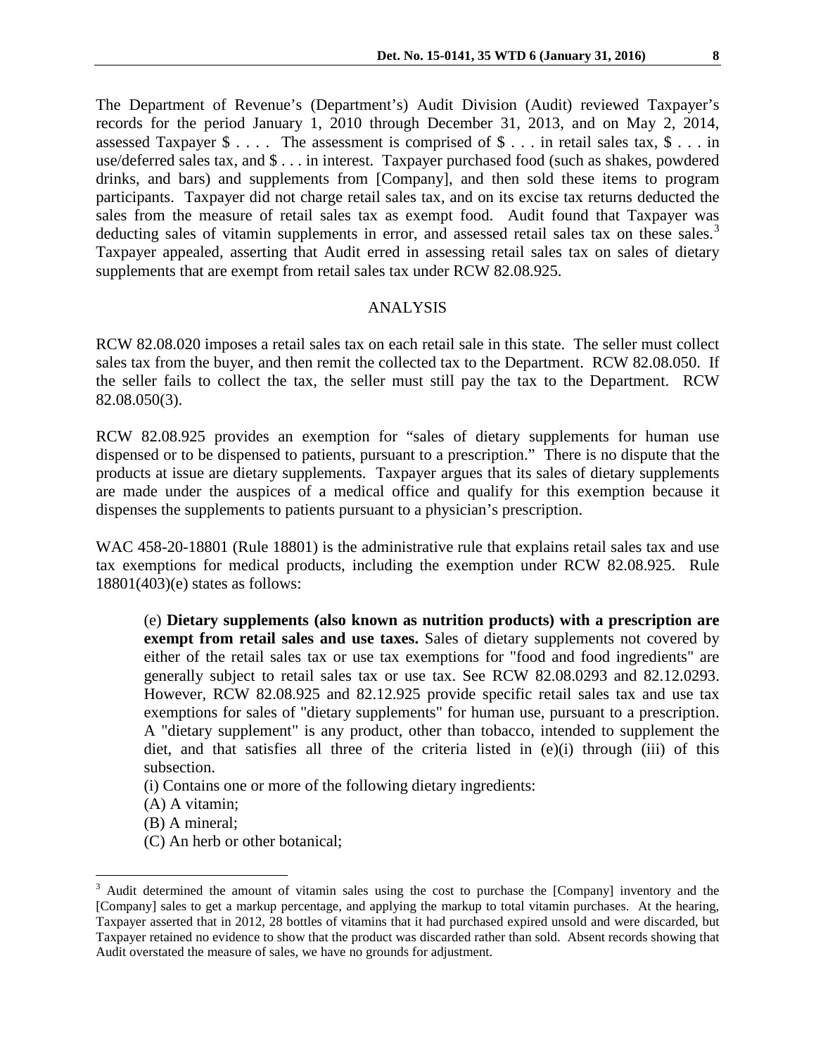The Department of Revenue's (Department's) Audit Division (Audit) reviewed Taxpayer's records for the period January 1, 2010 through December 31, 2013, and on May 2, 2014, assessed Taxpayer $ . . . . The assessment is comprised of $ . . . in retail sales tax, $ . . . in use/deferred sales tax, and $ . . . in interest. Taxpayer purchased food (such as shakes, powdered drinks, and bars) and supplements from [Company], and then sold these items to program participants. Taxpayer did not charge retail sales tax, and on its excise tax returns deducted the sales from the measure of retail sales tax as exempt food. Audit found that Taxpayer was deducting sales of vitamin supplements in error, and assessed retail sales tax on these sales.[3] Taxpayer appealed, asserting that Audit erred in assessing retail sales tax on sales of dietary supplements that are exempt from retail sales tax under RCW 82.08.925.

## ANALYSIS

RCW 82.08.020 imposes a retail sales tax on each retail sale in this state. The seller must collect sales tax from the buyer, and then remit the collected tax to the Department. RCW 82.08.050. If the seller fails to collect the tax, the seller must still pay the tax to the Department. RCW 82.08.050(3).

RCW 82.08.925 provides an exemption for "sales of dietary supplements for human use dispensed or to be dispensed to patients, pursuant to a prescription." There is no dispute that the products at issue are dietary supplements. Taxpayer argues that its sales of dietary supplements are made under the auspices of a medical office and qualify for this exemption because it dispenses the supplements to patients pursuant to a physician's prescription.

WAC 458-20-18801 (Rule 18801) is the administrative rule that explains retail sales tax and use tax exemptions for medical products, including the exemption under RCW 82.08.925. Rule 18801(403)(e) states as follows:

> (e) **Dietary supplements (also known as nutrition products) with a prescription are exempt from retail sales and use taxes.** Sales of dietary supplements not covered by either of the retail sales tax or use tax exemptions for "food and food ingredients" are generally subject to retail sales tax or use tax. See RCW 82.08.0293 and 82.12.0293. However, RCW 82.08.925 and 82.12.925 provide specific retail sales tax and use tax exemptions for sales of "dietary supplements" for human use, pursuant to a prescription. A "dietary supplement" is any product, other than tobacco, intended to supplement the diet, and that satisfies all three of the criteria listed in (e)(i) through (iii) of this subsection.
>
> (i) Contains one or more of the following dietary ingredients:
>
> (A) A vitamin;
>
> (B) A mineral;
>
> (C) An herb or other botanical;

[3] Audit determined the amount of vitamin sales using the cost to purchase the [Company] inventory and the [Company] sales to get a markup percentage, and applying the markup to total vitamin purchases. At the hearing, Taxpayer asserted that in 2012, 28 bottles of vitamins that it had purchased expired unsold and were discarded, but Taxpayer retained no evidence to show that the product was discarded rather than sold. Absent records showing that Audit overstated the measure of sales, we have no grounds for adjustment.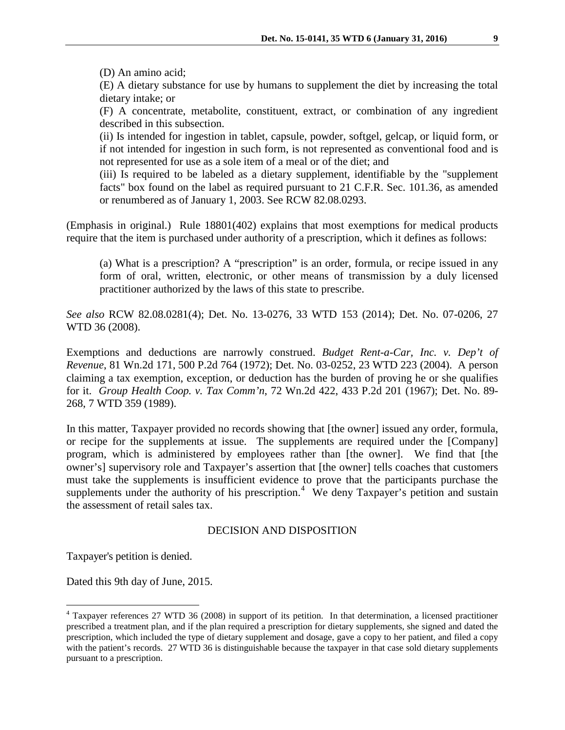> (D) An amino acid;
>
> (E) A dietary substance for use by humans to supplement the diet by increasing the total dietary intake; or
>
> (F) A concentrate, metabolite, constituent, extract, or combination of any ingredient described in this subsection.
>
> (ii) Is intended for ingestion in tablet, capsule, powder, softgel, gelcap, or liquid form, or if not intended for ingestion in such form, is not represented as conventional food and is not represented for use as a sole item of a meal or of the diet; and
>
> (iii) Is required to be labeled as a dietary supplement, identifiable by the "supplement facts" box found on the label as required pursuant to 21 C.F.R. Sec. 101.36, as amended or renumbered as of January 1, 2003. See RCW 82.08.0293.

(Emphasis in original.) Rule 18801(402) explains that most exemptions for medical products require that the item is purchased under authority of a prescription, which it defines as follows:

> (a) What is a prescription? A "prescription" is an order, formula, or recipe issued in any form of oral, written, electronic, or other means of transmission by a duly licensed practitioner authorized by the laws of this state to prescribe.

*See also* RCW 82.08.0281(4); Det. No. 13-0276, 33 WTD 153 (2014); Det. No. 07-0206, 27 WTD 36 (2008).

Exemptions and deductions are narrowly construed. *Budget Rent-a-Car, Inc. v. Dep't of Revenue*, 81 Wn.2d 171, 500 P.2d 764 (1972); Det. No. 03-0252, 23 WTD 223 (2004). A person claiming a tax exemption, exception, or deduction has the burden of proving he or she qualifies for it. *Group Health Coop. v. Tax Comm'n*, 72 Wn.2d 422, 433 P.2d 201 (1967); Det. No. 89-268, 7 WTD 359 (1989).

In this matter, Taxpayer provided no records showing that [the owner] issued any order, formula, or recipe for the supplements at issue. The supplements are required under the [Company] program, which is administered by employees rather than [the owner]. We find that [the owner's] supervisory role and Taxpayer's assertion that [the owner] tells coaches that customers must take the supplements is insufficient evidence to prove that the participants purchase the supplements under the authority of his prescription.[4] We deny Taxpayer's petition and sustain the assessment of retail sales tax.

## DECISION AND DISPOSITION

Taxpayer's petition is denied.

Dated this 9th day of June, 2015.

---

[4] Taxpayer references 27 WTD 36 (2008) in support of its petition. In that determination, a licensed practitioner prescribed a treatment plan, and if the plan required a prescription for dietary supplements, she signed and dated the prescription, which included the type of dietary supplement and dosage, gave a copy to her patient, and filed a copy with the patient's records. 27 WTD 36 is distinguishable because the taxpayer in that case sold dietary supplements pursuant to a prescription.